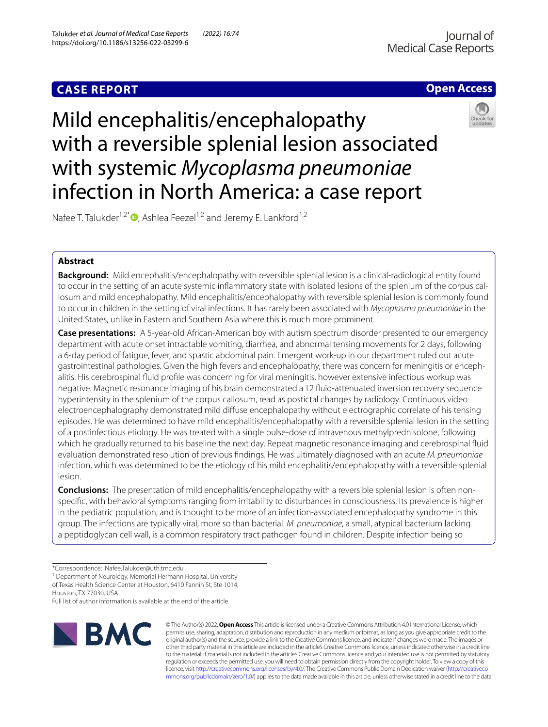CASE REPORT

Open Access

# Mild encephalitis/encephalopathy with a reversible splenial lesion associated with systemic *Mycoplasma pneumoniae* infection in North America: a case report

Nafee T. Talukder[1,2*], Ashlea Feezel[1,2] and Jeremy E. Lankford[1,2]

## Abstract

**Background:** Mild encephalitis/encephalopathy with reversible splenial lesion is a clinical-radiological entity found to occur in the setting of an acute systemic inflammatory state with isolated lesions of the splenium of the corpus callosum and mild encephalopathy. Mild encephalitis/encephalopathy with reversible splenial lesion is commonly found to occur in children in the setting of viral infections. It has rarely been associated with *Mycoplasma pneumoniae* in the United States, unlike in Eastern and Southern Asia where this is much more prominent.

**Case presentations:** A 5-year-old African-American boy with autism spectrum disorder presented to our emergency department with acute onset intractable vomiting, diarrhea, and abnormal tensing movements for 2 days, following a 6-day period of fatigue, fever, and spastic abdominal pain. Emergent work-up in our department ruled out acute gastrointestinal pathologies. Given the high fevers and encephalopathy, there was concern for meningitis or encephalitis. His cerebrospinal fluid profile was concerning for viral meningitis, however extensive infectious workup was negative. Magnetic resonance imaging of his brain demonstrated a T2 fluid-attenuated inversion recovery sequence hyperintensity in the splenium of the corpus callosum, read as postictal changes by radiology. Continuous video electroencephalography demonstrated mild diffuse encephalopathy without electrographic correlate of his tensing episodes. He was determined to have mild encephalitis/encephalopathy with a reversible splenial lesion in the setting of a postinfectious etiology. He was treated with a single pulse-dose of intravenous methylprednisolone, following which he gradually returned to his baseline the next day. Repeat magnetic resonance imaging and cerebrospinal fluid evaluation demonstrated resolution of previous findings. He was ultimately diagnosed with an acute *M. pneumoniae* infection, which was determined to be the etiology of his mild encephalitis/encephalopathy with a reversible splenial lesion.

**Conclusions:** The presentation of mild encephalitis/encephalopathy with a reversible splenial lesion is often non-specific, with behavioral symptoms ranging from irritability to disturbances in consciousness. Its prevalence is higher in the pediatric population, and is thought to be more of an infection-associated encephalopathy syndrome in this group. The infections are typically viral, more so than bacterial. *M. pneumoniae*, a small, atypical bacterium lacking a peptidoglycan cell wall, is a common respiratory tract pathogen found in children. Despite infection being so

*Correspondence: Nafee.Talukder@uth.tmc.edu
[1] Department of Neurology, Memorial Hermann Hospital, University of Texas Health Science Center at Houston, 6410 Fannin St, Ste 1014, Houston, TX 77030, USA
Full list of author information is available at the end of the article

© The Author(s) 2022. **Open Access** This article is licensed under a Creative Commons Attribution 4.0 International License, which permits use, sharing, adaptation, distribution and reproduction in any medium or format, as long as you give appropriate credit to the original author(s) and the source, provide a link to the Creative Commons licence, and indicate if changes were made. The images or other third party material in this article are included in the article's Creative Commons licence, unless indicated otherwise in a credit line to the material. If material is not included in the article's Creative Commons licence and your intended use is not permitted by statutory regulation or exceeds the permitted use, you will need to obtain permission directly from the copyright holder. To view a copy of this licence, visit http://creativecommons.org/licenses/by/4.0/. The Creative Commons Public Domain Dedication waiver (http://creativecommons.org/publicdomain/zero/1.0/) applies to the data made available in this article, unless otherwise stated in a credit line to the data.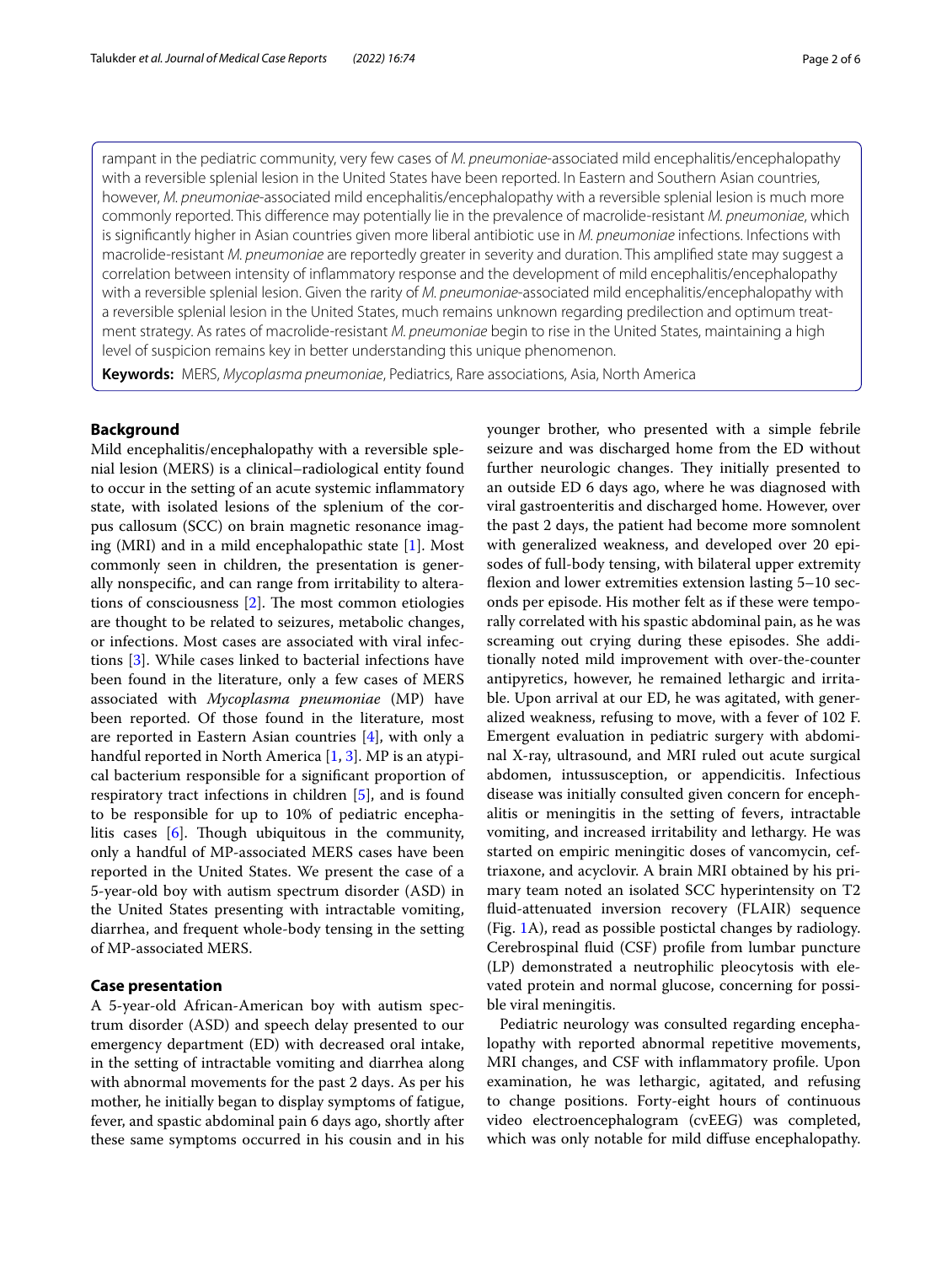rampant in the pediatric community, very few cases of *M. pneumoniae*-associated mild encephalitis/encephalopathy with a reversible splenial lesion in the United States have been reported. In Eastern and Southern Asian countries, however, *M. pneumoniae*-associated mild encephalitis/encephalopathy with a reversible splenial lesion is much more commonly reported. This difference may potentially lie in the prevalence of macrolide-resistant *M. pneumoniae*, which is significantly higher in Asian countries given more liberal antibiotic use in *M. pneumoniae* infections. Infections with macrolide-resistant *M. pneumoniae* are reportedly greater in severity and duration. This amplified state may suggest a correlation between intensity of inflammatory response and the development of mild encephalitis/encephalopathy with a reversible splenial lesion. Given the rarity of *M. pneumoniae*-associated mild encephalitis/encephalopathy with a reversible splenial lesion in the United States, much remains unknown regarding predilection and optimum treatment strategy. As rates of macrolide-resistant *M. pneumoniae* begin to rise in the United States, maintaining a high level of suspicion remains key in better understanding this unique phenomenon.

**Keywords:** MERS, *Mycoplasma pneumoniae*, Pediatrics, Rare associations, Asia, North America

## Background

Mild encephalitis/encephalopathy with a reversible splenial lesion (MERS) is a clinical–radiological entity found to occur in the setting of an acute systemic inflammatory state, with isolated lesions of the splenium of the corpus callosum (SCC) on brain magnetic resonance imaging (MRI) and in a mild encephalopathic state [1]. Most commonly seen in children, the presentation is generally nonspecific, and can range from irritability to alterations of consciousness [2]. The most common etiologies are thought to be related to seizures, metabolic changes, or infections. Most cases are associated with viral infections [3]. While cases linked to bacterial infections have been found in the literature, only a few cases of MERS associated with *Mycoplasma pneumoniae* (MP) have been reported. Of those found in the literature, most are reported in Eastern Asian countries [4], with only a handful reported in North America [1, 3]. MP is an atypical bacterium responsible for a significant proportion of respiratory tract infections in children [5], and is found to be responsible for up to 10% of pediatric encephalitis cases [6]. Though ubiquitous in the community, only a handful of MP-associated MERS cases have been reported in the United States. We present the case of a 5-year-old boy with autism spectrum disorder (ASD) in the United States presenting with intractable vomiting, diarrhea, and frequent whole-body tensing in the setting of MP-associated MERS.

## Case presentation

A 5-year-old African-American boy with autism spectrum disorder (ASD) and speech delay presented to our emergency department (ED) with decreased oral intake, in the setting of intractable vomiting and diarrhea along with abnormal movements for the past 2 days. As per his mother, he initially began to display symptoms of fatigue, fever, and spastic abdominal pain 6 days ago, shortly after these same symptoms occurred in his cousin and in his younger brother, who presented with a simple febrile seizure and was discharged home from the ED without further neurologic changes. They initially presented to an outside ED 6 days ago, where he was diagnosed with viral gastroenteritis and discharged home. However, over the past 2 days, the patient had become more somnolent with generalized weakness, and developed over 20 episodes of full-body tensing, with bilateral upper extremity flexion and lower extremities extension lasting 5–10 seconds per episode. His mother felt as if these were temporally correlated with his spastic abdominal pain, as he was screaming out crying during these episodes. She additionally noted mild improvement with over-the-counter antipyretics, however, he remained lethargic and irritable. Upon arrival at our ED, he was agitated, with generalized weakness, refusing to move, with a fever of 102 F. Emergent evaluation in pediatric surgery with abdominal X-ray, ultrasound, and MRI ruled out acute surgical abdomen, intussusception, or appendicitis. Infectious disease was initially consulted given concern for encephalitis or meningitis in the setting of fevers, intractable vomiting, and increased irritability and lethargy. He was started on empiric meningitic doses of vancomycin, ceftriaxone, and acyclovir. A brain MRI obtained by his primary team noted an isolated SCC hyperintensity on T2 fluid-attenuated inversion recovery (FLAIR) sequence (Fig. 1A), read as possible postictal changes by radiology. Cerebrospinal fluid (CSF) profile from lumbar puncture (LP) demonstrated a neutrophilic pleocytosis with elevated protein and normal glucose, concerning for possible viral meningitis.

Pediatric neurology was consulted regarding encephalopathy with reported abnormal repetitive movements, MRI changes, and CSF with inflammatory profile. Upon examination, he was lethargic, agitated, and refusing to change positions. Forty-eight hours of continuous video electroencephalogram (cvEEG) was completed, which was only notable for mild diffuse encephalopathy.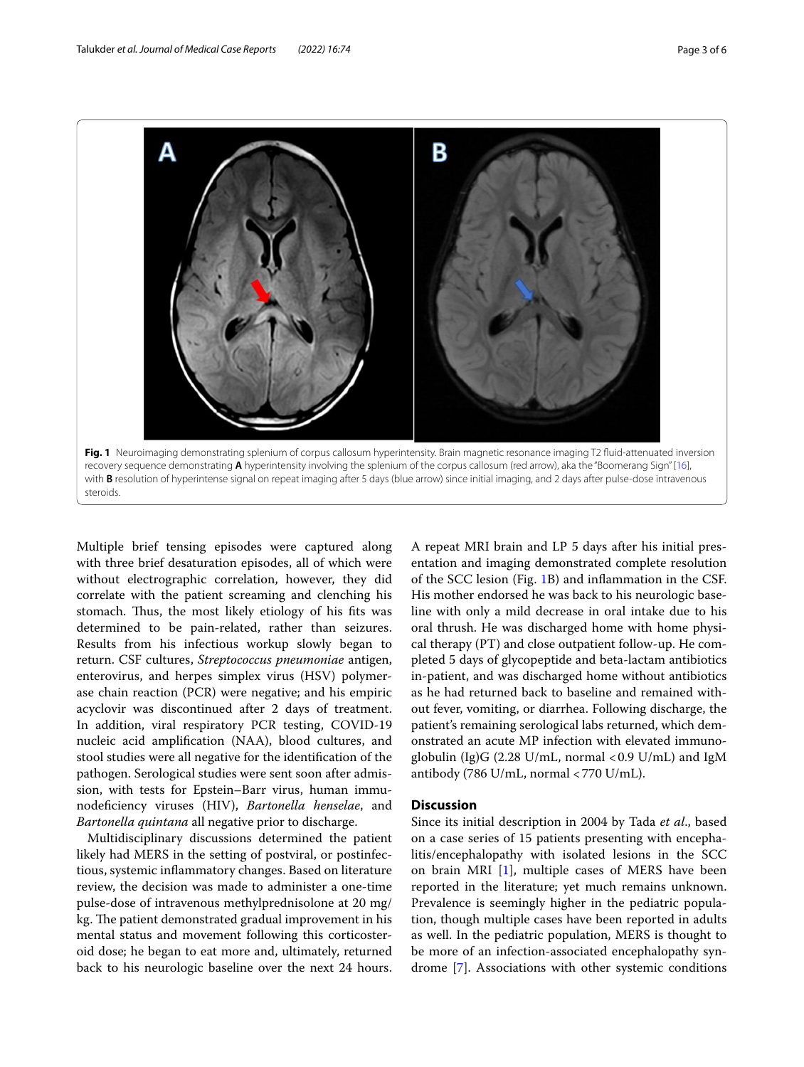Fig. 1 Neuroimaging demonstrating splenium of corpus callosum hyperintensity. Brain magnetic resonance imaging T2 fluid-attenuated inversion recovery sequence demonstrating **A** hyperintensity involving the splenium of the corpus callosum (red arrow), aka the "Boomerang Sign" [16], with **B** resolution of hyperintense signal on repeat imaging after 5 days (blue arrow) since initial imaging, and 2 days after pulse-dose intravenous steroids.

Multiple brief tensing episodes were captured along with three brief desaturation episodes, all of which were without electrographic correlation, however, they did correlate with the patient screaming and clenching his stomach. Thus, the most likely etiology of his fits was determined to be pain-related, rather than seizures. Results from his infectious workup slowly began to return. CSF cultures, *Streptococcus pneumoniae* antigen, enterovirus, and herpes simplex virus (HSV) polymerase chain reaction (PCR) were negative; and his empiric acyclovir was discontinued after 2 days of treatment. In addition, viral respiratory PCR testing, COVID-19 nucleic acid amplification (NAA), blood cultures, and stool studies were all negative for the identification of the pathogen. Serological studies were sent soon after admission, with tests for Epstein–Barr virus, human immunodeficiency viruses (HIV), *Bartonella henselae*, and *Bartonella quintana* all negative prior to discharge.

Multidisciplinary discussions determined the patient likely had MERS in the setting of postviral, or postinfectious, systemic inflammatory changes. Based on literature review, the decision was made to administer a one-time pulse-dose of intravenous methylprednisolone at 20 mg/kg. The patient demonstrated gradual improvement in his mental status and movement following this corticosteroid dose; he began to eat more and, ultimately, returned back to his neurologic baseline over the next 24 hours. A repeat MRI brain and LP 5 days after his initial presentation and imaging demonstrated complete resolution of the SCC lesion (Fig. 1B) and inflammation in the CSF. His mother endorsed he was back to his neurologic baseline with only a mild decrease in oral intake due to his oral thrush. He was discharged home with home physical therapy (PT) and close outpatient follow-up. He completed 5 days of glycopeptide and beta-lactam antibiotics in-patient, and was discharged home without antibiotics as he had returned back to baseline and remained without fever, vomiting, or diarrhea. Following discharge, the patient's remaining serological labs returned, which demonstrated an acute MP infection with elevated immunoglobulin (Ig)G (2.28 U/mL, normal $<0.9$ U/mL) and IgM antibody (786 U/mL, normal $<770$ U/mL).

## Discussion

Since its initial description in 2004 by Tada *et al*., based on a case series of 15 patients presenting with encephalitis/encephalopathy with isolated lesions in the SCC on brain MRI [1], multiple cases of MERS have been reported in the literature; yet much remains unknown. Prevalence is seemingly higher in the pediatric population, though multiple cases have been reported in adults as well. In the pediatric population, MERS is thought to be more of an infection-associated encephalopathy syndrome [7]. Associations with other systemic conditions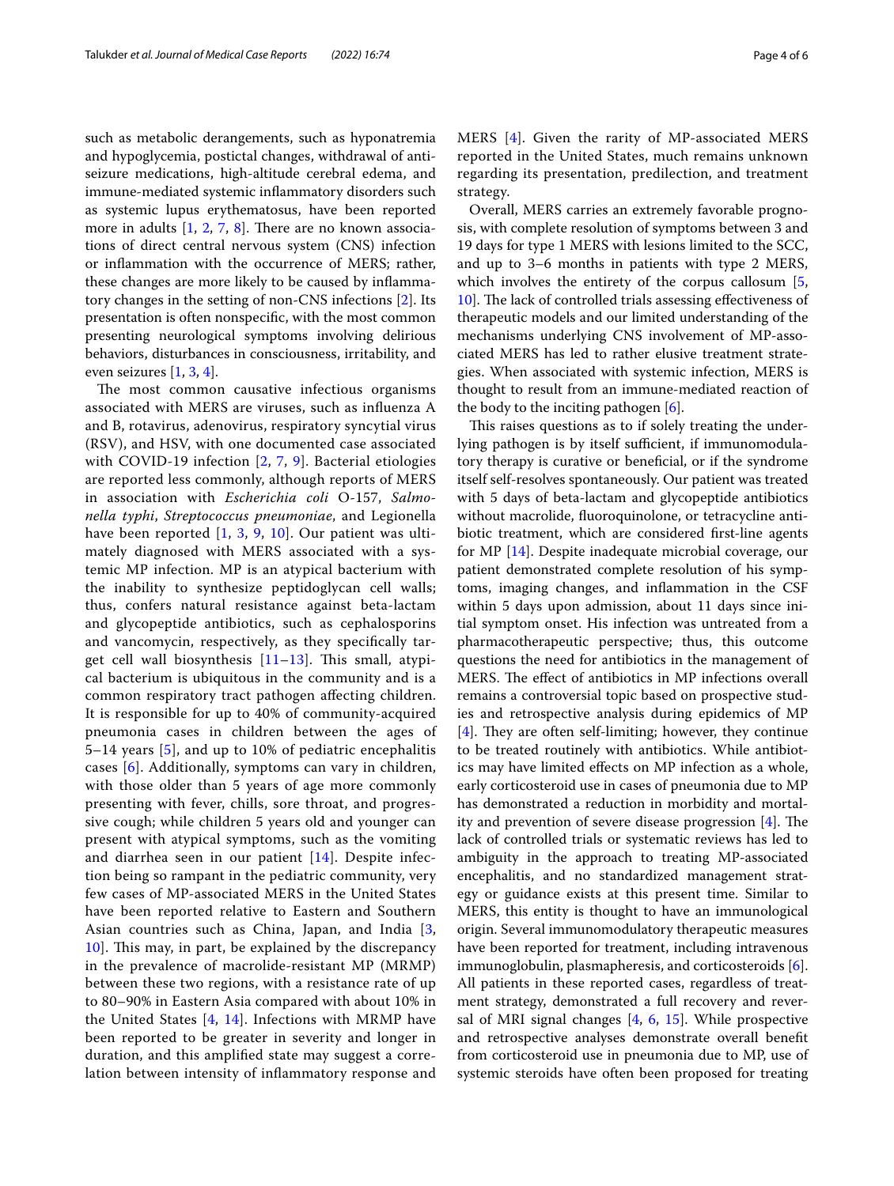such as metabolic derangements, such as hyponatremia and hypoglycemia, postictal changes, withdrawal of antiseizure medications, high-altitude cerebral edema, and immune-mediated systemic inflammatory disorders such as systemic lupus erythematosus, have been reported more in adults [1, 2, 7, 8]. There are no known associations of direct central nervous system (CNS) infection or inflammation with the occurrence of MERS; rather, these changes are more likely to be caused by inflammatory changes in the setting of non-CNS infections [2]. Its presentation is often nonspecific, with the most common presenting neurological symptoms involving delirious behaviors, disturbances in consciousness, irritability, and even seizures [1, 3, 4].

The most common causative infectious organisms associated with MERS are viruses, such as influenza A and B, rotavirus, adenovirus, respiratory syncytial virus (RSV), and HSV, with one documented case associated with COVID-19 infection [2, 7, 9]. Bacterial etiologies are reported less commonly, although reports of MERS in association with *Escherichia coli* O-157, *Salmonella typhi*, *Streptococcus pneumoniae*, and Legionella have been reported [1, 3, 9, 10]. Our patient was ultimately diagnosed with MERS associated with a systemic MP infection. MP is an atypical bacterium with the inability to synthesize peptidoglycan cell walls; thus, confers natural resistance against beta-lactam and glycopeptide antibiotics, such as cephalosporins and vancomycin, respectively, as they specifically target cell wall biosynthesis [11–13]. This small, atypical bacterium is ubiquitous in the community and is a common respiratory tract pathogen affecting children. It is responsible for up to 40% of community-acquired pneumonia cases in children between the ages of 5–14 years [5], and up to 10% of pediatric encephalitis cases [6]. Additionally, symptoms can vary in children, with those older than 5 years of age more commonly presenting with fever, chills, sore throat, and progressive cough; while children 5 years old and younger can present with atypical symptoms, such as the vomiting and diarrhea seen in our patient [14]. Despite infection being so rampant in the pediatric community, very few cases of MP-associated MERS in the United States have been reported relative to Eastern and Southern Asian countries such as China, Japan, and India [3, 10]. This may, in part, be explained by the discrepancy in the prevalence of macrolide-resistant MP (MRMP) between these two regions, with a resistance rate of up to 80–90% in Eastern Asia compared with about 10% in the United States [4, 14]. Infections with MRMP have been reported to be greater in severity and longer in duration, and this amplified state may suggest a correlation between intensity of inflammatory response and MERS [4]. Given the rarity of MP-associated MERS reported in the United States, much remains unknown regarding its presentation, predilection, and treatment strategy.

Overall, MERS carries an extremely favorable prognosis, with complete resolution of symptoms between 3 and 19 days for type 1 MERS with lesions limited to the SCC, and up to 3–6 months in patients with type 2 MERS, which involves the entirety of the corpus callosum [5, 10]. The lack of controlled trials assessing effectiveness of therapeutic models and our limited understanding of the mechanisms underlying CNS involvement of MP-associated MERS has led to rather elusive treatment strategies. When associated with systemic infection, MERS is thought to result from an immune-mediated reaction of the body to the inciting pathogen [6].

This raises questions as to if solely treating the underlying pathogen is by itself sufficient, if immunomodulatory therapy is curative or beneficial, or if the syndrome itself self-resolves spontaneously. Our patient was treated with 5 days of beta-lactam and glycopeptide antibiotics without macrolide, fluoroquinolone, or tetracycline antibiotic treatment, which are considered first-line agents for MP [14]. Despite inadequate microbial coverage, our patient demonstrated complete resolution of his symptoms, imaging changes, and inflammation in the CSF within 5 days upon admission, about 11 days since initial symptom onset. His infection was untreated from a pharmacotherapeutic perspective; thus, this outcome questions the need for antibiotics in the management of MERS. The effect of antibiotics in MP infections overall remains a controversial topic based on prospective studies and retrospective analysis during epidemics of MP [4]. They are often self-limiting; however, they continue to be treated routinely with antibiotics. While antibiotics may have limited effects on MP infection as a whole, early corticosteroid use in cases of pneumonia due to MP has demonstrated a reduction in morbidity and mortality and prevention of severe disease progression [4]. The lack of controlled trials or systematic reviews has led to ambiguity in the approach to treating MP-associated encephalitis, and no standardized management strategy or guidance exists at this present time. Similar to MERS, this entity is thought to have an immunological origin. Several immunomodulatory therapeutic measures have been reported for treatment, including intravenous immunoglobulin, plasmapheresis, and corticosteroids [6]. All patients in these reported cases, regardless of treatment strategy, demonstrated a full recovery and reversal of MRI signal changes [4, 6, 15]. While prospective and retrospective analyses demonstrate overall benefit from corticosteroid use in pneumonia due to MP, use of systemic steroids have often been proposed for treating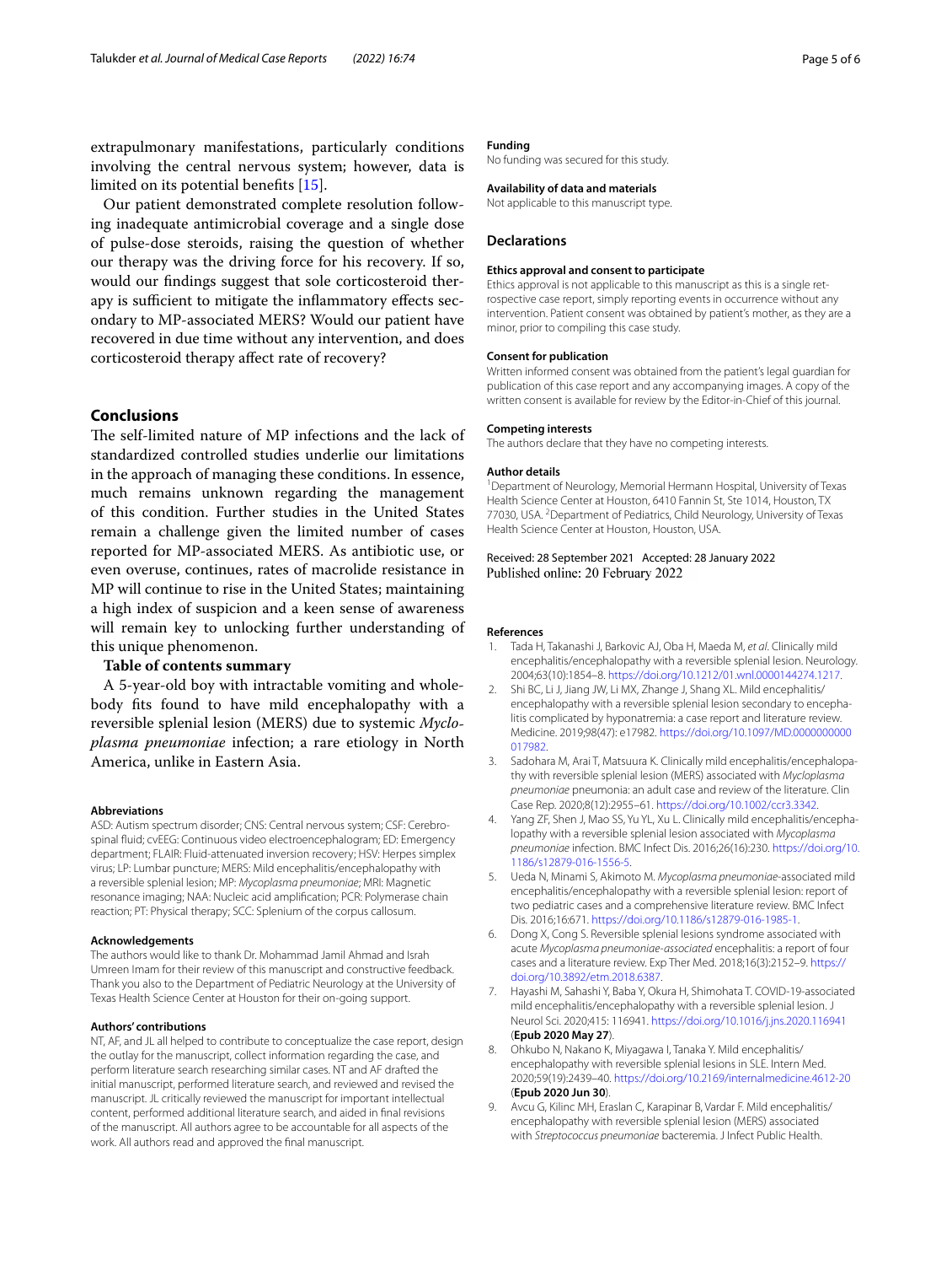extrapulmonary manifestations, particularly conditions involving the central nervous system; however, data is limited on its potential benefits [15].

Our patient demonstrated complete resolution following inadequate antimicrobial coverage and a single dose of pulse-dose steroids, raising the question of whether our therapy was the driving force for his recovery. If so, would our findings suggest that sole corticosteroid therapy is sufficient to mitigate the inflammatory effects secondary to MP-associated MERS? Would our patient have recovered in due time without any intervention, and does corticosteroid therapy affect rate of recovery?

## Conclusions

The self-limited nature of MP infections and the lack of standardized controlled studies underlie our limitations in the approach of managing these conditions. In essence, much remains unknown regarding the management of this condition. Further studies in the United States remain a challenge given the limited number of cases reported for MP-associated MERS. As antibiotic use, or even overuse, continues, rates of macrolide resistance in MP will continue to rise in the United States; maintaining a high index of suspicion and a keen sense of awareness will remain key to unlocking further understanding of this unique phenomenon.

**Table of contents summary**

A 5-year-old boy with intractable vomiting and whole-body fits found to have mild encephalopathy with a reversible splenial lesion (MERS) due to systemic *Mycloplasma pneumoniae* infection; a rare etiology in North America, unlike in Eastern Asia.

#### Abbreviations

ASD: Autism spectrum disorder; CNS: Central nervous system; CSF: Cerebrospinal fluid; cvEEG: Continuous video electroencephalogram; ED: Emergency department; FLAIR: Fluid-attenuated inversion recovery; HSV: Herpes simplex virus; LP: Lumbar puncture; MERS: Mild encephalitis/encephalopathy with a reversible splenial lesion; MP: *Mycoplasma pneumoniae*; MRI: Magnetic resonance imaging; NAA: Nucleic acid amplification; PCR: Polymerase chain reaction; PT: Physical therapy; SCC: Splenium of the corpus callosum.

#### Acknowledgements

The authors would like to thank Dr. Mohammad Jamil Ahmad and Israh Umreen Imam for their review of this manuscript and constructive feedback. Thank you also to the Department of Pediatric Neurology at the University of Texas Health Science Center at Houston for their on-going support.

#### Authors' contributions

NT, AF, and JL all helped to contribute to conceptualize the case report, design the outlay for the manuscript, collect information regarding the case, and perform literature search researching similar cases. NT and AF drafted the initial manuscript, performed literature search, and reviewed and revised the manuscript. JL critically reviewed the manuscript for important intellectual content, performed additional literature search, and aided in final revisions of the manuscript. All authors agree to be accountable for all aspects of the work. All authors read and approved the final manuscript.

#### Funding

No funding was secured for this study.

#### Availability of data and materials

Not applicable to this manuscript type.

## Declarations

#### Ethics approval and consent to participate

Ethics approval is not applicable to this manuscript as this is a single retrospective case report, simply reporting events in occurrence without any intervention. Patient consent was obtained by patient's mother, as they are a minor, prior to compiling this case study.

#### Consent for publication

Written informed consent was obtained from the patient's legal guardian for publication of this case report and any accompanying images. A copy of the written consent is available for review by the Editor-in-Chief of this journal.

#### Competing interests

The authors declare that they have no competing interests.

#### Author details

[1] Department of Neurology, Memorial Hermann Hospital, University of Texas Health Science Center at Houston, 6410 Fannin St, Ste 1014, Houston, TX 77030, USA. [2] Department of Pediatrics, Child Neurology, University of Texas Health Science Center at Houston, Houston, USA.

Received: 28 September 2021 Accepted: 28 January 2022
Published online: 20 February 2022

#### References

1. Tada H, Takanashi J, Barkovic AJ, Oba H, Maeda M, *et al*. Clinically mild encephalitis/encephalopathy with a reversible splenial lesion. Neurology. 2004;63(10):1854–8. https://doi.org/10.1212/01.wnl.0000144274.1217.
2. Shi BC, Li J, Jiang JW, Li MX, Zhange J, Shang XL. Mild encephalitis/encephalopathy with a reversible splenial lesion secondary to encephalitis complicated by hyponatremia: a case report and literature review. Medicine. 2019;98(47): e17982. https://doi.org/10.1097/MD.0000000000017982.
3. Sadohara M, Arai T, Matsuura K. Clinically mild encephalitis/encephalopathy with reversible splenial lesion (MERS) associated with *Mycloplasma pneumoniae* pneumonia: an adult case and review of the literature. Clin Case Rep. 2020;8(12):2955–61. https://doi.org/10.1002/ccr3.3342.
4. Yang ZF, Shen J, Mao SS, Yu YL, Xu L. Clinically mild encephalitis/encephalopathy with a reversible splenial lesion associated with *Mycoplasma pneumoniae* infection. BMC Infect Dis. 2016;26(16):230. https://doi.org/10.1186/s12879-016-1556-5.
5. Ueda N, Minami S, Akimoto M. *Mycoplasma pneumoniae*-associated mild encephalitis/encephalopathy with a reversible splenial lesion: report of two pediatric cases and a comprehensive literature review. BMC Infect Dis. 2016;16:671. https://doi.org/10.1186/s12879-016-1985-1.
6. Dong X, Cong S. Reversible splenial lesions syndrome associated with acute *Mycoplasma pneumoniae-associated* encephalitis: a report of four cases and a literature review. Exp Ther Med. 2018;16(3):2152–9. https://doi.org/10.3892/etm.2018.6387.
7. Hayashi M, Sahashi Y, Baba Y, Okura H, Shimohata T. COVID-19-associated mild encephalitis/encephalopathy with a reversible splenial lesion. J Neurol Sci. 2020;415: 116941. https://doi.org/10.1016/j.jns.2020.116941 (**Epub 2020 May 27**).
8. Ohkubo N, Nakano K, Miyagawa I, Tanaka Y. Mild encephalitis/encephalopathy with reversible splenial lesions in SLE. Intern Med. 2020;59(19):2439–40. https://doi.org/10.2169/internalmedicine.4612-20 (**Epub 2020 Jun 30**).
9. Avcu G, Kilinc MH, Eraslan C, Karapinar B, Vardar F. Mild encephalitis/encephalopathy with reversible splenial lesion (MERS) associated with *Streptococcus pneumoniae* bacteremia. J Infect Public Health.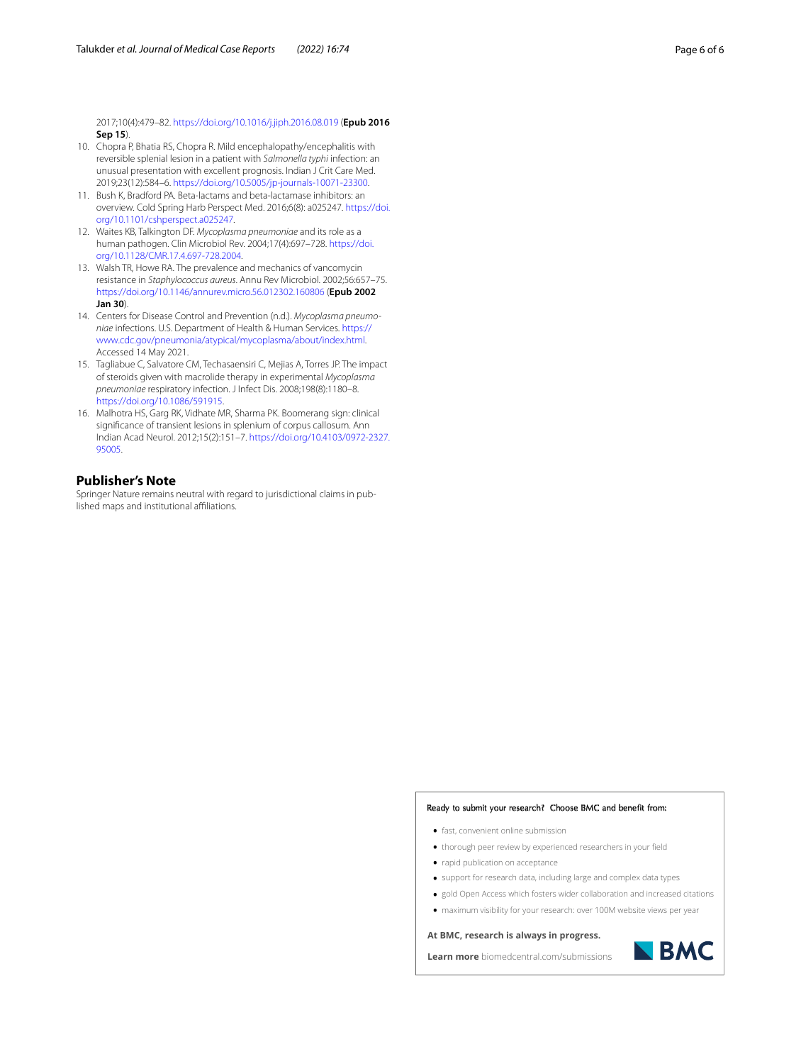2017;10(4):479–82. https://doi.org/10.1016/j.jiph.2016.08.019 (**Epub 2016 Sep 15**).

10. Chopra P, Bhatia RS, Chopra R. Mild encephalopathy/encephalitis with reversible splenial lesion in a patient with *Salmonella typhi* infection: an unusual presentation with excellent prognosis. Indian J Crit Care Med. 2019;23(12):584–6. https://doi.org/10.5005/jp-journals-10071-23300.
11. Bush K, Bradford PA. Beta-lactams and beta-lactamase inhibitors: an overview. Cold Spring Harb Perspect Med. 2016;6(8): a025247. https://doi.org/10.1101/cshperspect.a025247.
12. Waites KB, Talkington DF. *Mycoplasma pneumoniae* and its role as a human pathogen. Clin Microbiol Rev. 2004;17(4):697–728. https://doi.org/10.1128/CMR.17.4.697-728.2004.
13. Walsh TR, Howe RA. The prevalence and mechanics of vancomycin resistance in *Staphylococcus aureus*. Annu Rev Microbiol. 2002;56:657–75. https://doi.org/10.1146/annurev.micro.56.012302.160806 (**Epub 2002 Jan 30**).
14. Centers for Disease Control and Prevention (n.d.). *Mycoplasma pneumoniae* infections. U.S. Department of Health & Human Services. https://www.cdc.gov/pneumonia/atypical/mycoplasma/about/index.html. Accessed 14 May 2021.
15. Tagliabue C, Salvatore CM, Techasaensiri C, Mejias A, Torres JP. The impact of steroids given with macrolide therapy in experimental *Mycoplasma pneumoniae* respiratory infection. J Infect Dis. 2008;198(8):1180–8. https://doi.org/10.1086/591915.
16. Malhotra HS, Garg RK, Vidhate MR, Sharma PK. Boomerang sign: clinical significance of transient lesions in splenium of corpus callosum. Ann Indian Acad Neurol. 2012;15(2):151–7. https://doi.org/10.4103/0972-2327.95005.

## Publisher's Note

Springer Nature remains neutral with regard to jurisdictional claims in published maps and institutional affiliations.

Ready to submit your research? Choose BMC and benefit from:

- fast, convenient online submission
- thorough peer review by experienced researchers in your field
- rapid publication on acceptance
- support for research data, including large and complex data types
- gold Open Access which fosters wider collaboration and increased citations
- maximum visibility for your research: over 100M website views per year

**At BMC, research is always in progress.**

**Learn more** biomedcentral.com/submissions

BMC